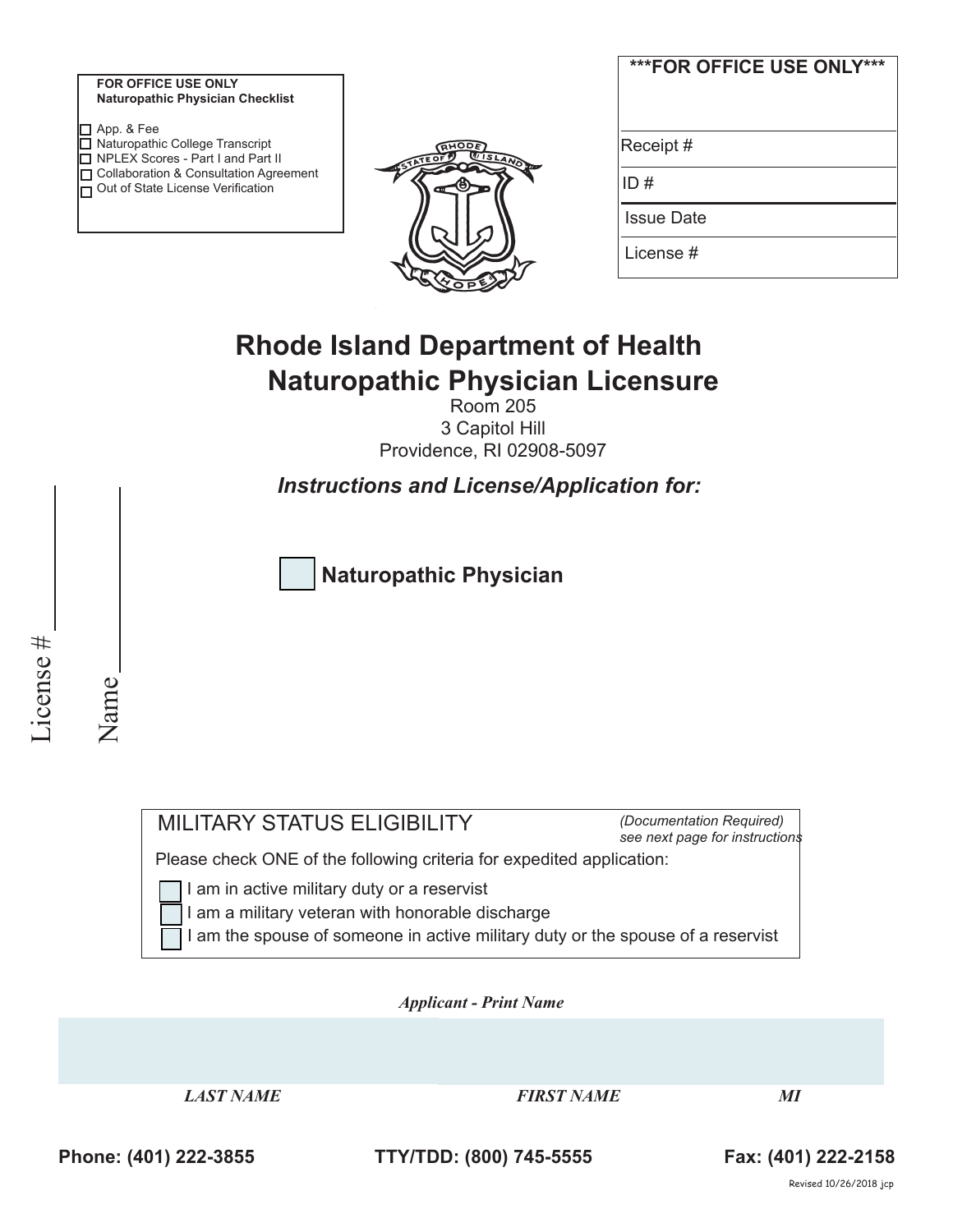**FOR OFFICE USE ONLY**
**Naturopathic Physician Checklist**

- ☐ App. & Fee
- ☐ Naturopathic College Transcript
- ☐ NPLEX Scores - Part I and Part II
- ☐ Collaboration & Consultation Agreement
- ☐ Out of State License Verification

| ***FOR OFFICE USE ONLY*** |
|---|
| Receipt # |
| ID # |
| Issue Date |
| License # |

# Rhode Island Department of Health
# Naturopathic Physician Licensure

Room 205
3 Capitol Hill
Providence, RI 02908-5097

***Instructions and License/Application for:***

☐ **Naturopathic Physician**

License # ____________

Name ____________

MILITARY STATUS ELIGIBILITY *(Documentation Required) see next page for instructions*

Please check ONE of the following criteria for expedited application:

- ☐ I am in active military duty or a reservist
- ☐ I am a military veteran with honorable discharge
- ☐ I am the spouse of someone in active military duty or the spouse of a reservist

***Applicant - Print Name***

| ***LAST NAME*** | ***FIRST NAME*** | ***MI*** |
|---|---|---|
| | | |

**Phone: (401) 222-3855** **TTY/TDD: (800) 745-5555** **Fax: (401) 222-2158**

Revised 10/26/2018 jcp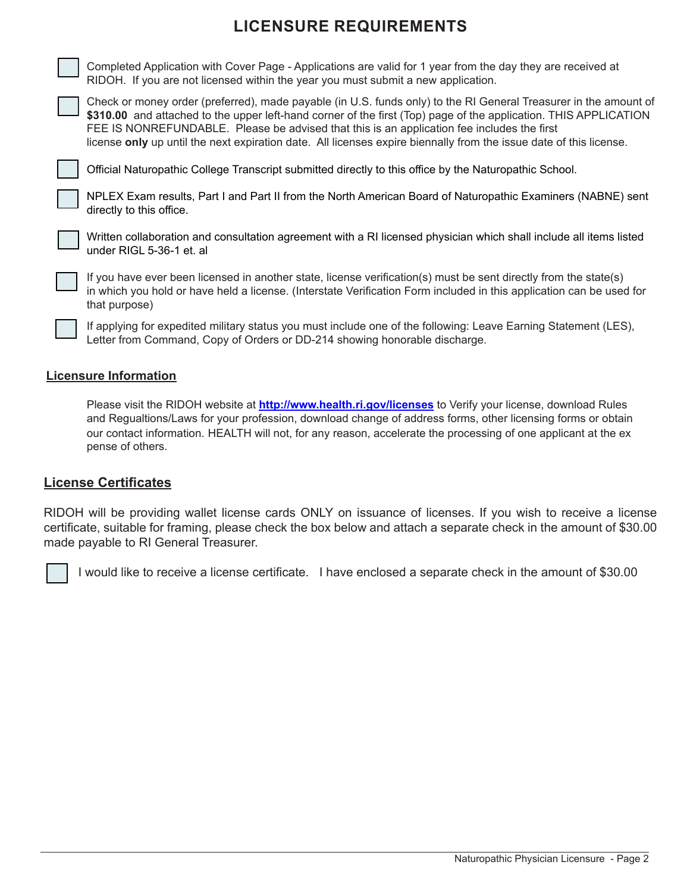# LICENSURE REQUIREMENTS

- [ ] Completed Application with Cover Page - Applications are valid for 1 year from the day they are received at RIDOH. If you are not licensed within the year you must submit a new application.
- [ ] Check or money order (preferred), made payable (in U.S. funds only) to the RI General Treasurer in the amount of **$310.00** and attached to the upper left-hand corner of the first (Top) page of the application. THIS APPLICATION FEE IS NONREFUNDABLE. Please be advised that this is an application fee includes the first license **only** up until the next expiration date. All licenses expire biennally from the issue date of this license.
- [ ] Official Naturopathic College Transcript submitted directly to this office by the Naturopathic School.
- [ ] NPLEX Exam results, Part I and Part II from the North American Board of Naturopathic Examiners (NABNE) sent directly to this office.
- [ ] Written collaboration and consultation agreement with a RI licensed physician which shall include all items listed under RIGL 5-36-1 et. al
- [ ] If you have ever been licensed in another state, license verification(s) must be sent directly from the state(s) in which you hold or have held a license. (Interstate Verification Form included in this application can be used for that purpose)
- [ ] If applying for expedited military status you must include one of the following: Leave Earning Statement (LES), Letter from Command, Copy of Orders or DD-214 showing honorable discharge.

## Licensure Information

Please visit the RIDOH website at **http://www.health.ri.gov/licenses** to Verify your license, download Rules and Regualtions/Laws for your profession, download change of address forms, other licensing forms or obtain our contact information. HEALTH will not, for any reason, accelerate the processing of one applicant at the expense of others.

## License Certificates

RIDOH will be providing wallet license cards ONLY on issuance of licenses. If you wish to receive a license certificate, suitable for framing, please check the box below and attach a separate check in the amount of $30.00 made payable to RI General Treasurer.

- [ ] I would like to receive a license certificate. I have enclosed a separate check in the amount of $30.00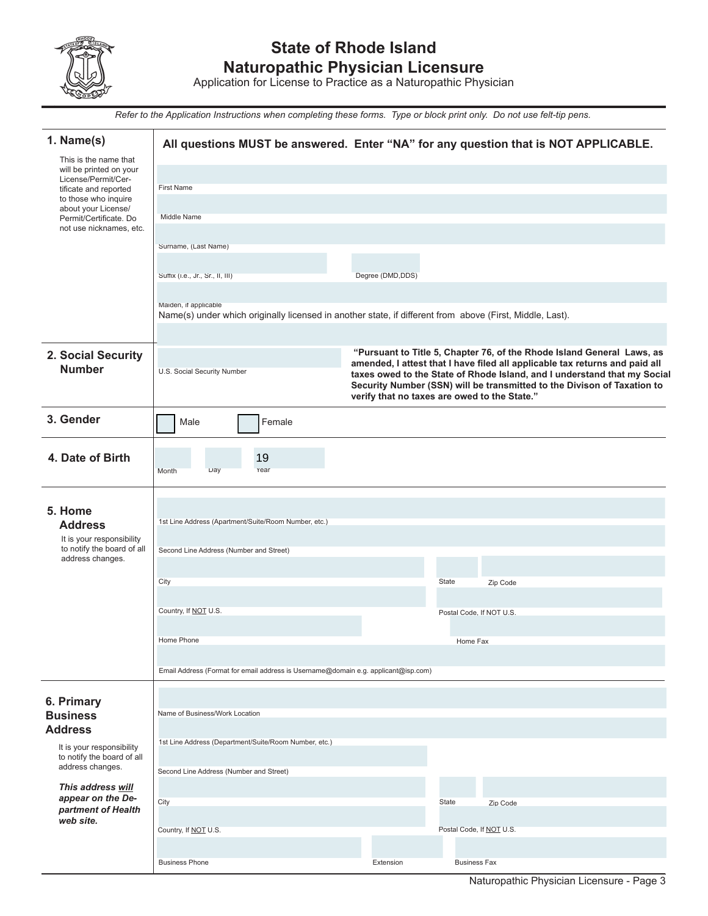# State of Rhode Island
## Naturopathic Physician Licensure

Application for License to Practice as a Naturopathic Physician

*Refer to the Application Instructions when completing these forms. Type or block print only. Do not use felt-tip pens.*

**All questions MUST be answered. Enter "NA" for any question that is NOT APPLICABLE.**

### 1. Name(s)

This is the name that will be printed on your License/Permit/Certificate and reported to those who inquire about your License/Permit/Certificate. Do not use nicknames, etc.

First Name

Middle Name

Surname, (Last Name)

Suffix (i.e., Jr., Sr., II, III)

Degree (DMD,DDS)

Maiden, if applicable

Name(s) under which originally licensed in another state, if different from above (First, Middle, Last).

### 2. Social Security Number

U.S. Social Security Number

**"Pursuant to Title 5, Chapter 76, of the Rhode Island General Laws, as amended, I attest that I have filed all applicable tax returns and paid all taxes owed to the State of Rhode Island, and I understand that my Social Security Number (SSN) will be transmitted to the Divison of Taxation to verify that no taxes are owed to the State."**

### 3. Gender

☐ Male ☐ Female

### 4. Date of Birth

Month Day Year 19

### 5. Home Address

It is your responsibility to notify the board of all address changes.

1st Line Address (Apartment/Suite/Room Number, etc.)

Second Line Address (Number and Street)

City State Zip Code

Country, If NOT U.S. Postal Code, If NOT U.S.

Home Phone Home Fax

Email Address (Format for email address is Username@domain e.g. applicant@isp.com)

### 6. Primary Business Address

It is your responsibility to notify the board of all address changes.

***This address will appear on the Department of Health web site.***

Name of Business/Work Location

1st Line Address (Department/Suite/Room Number, etc.)

Second Line Address (Number and Street)

City State Zip Code

Country, If NOT U.S. Postal Code, If NOT U.S.

Business Phone Extension Business Fax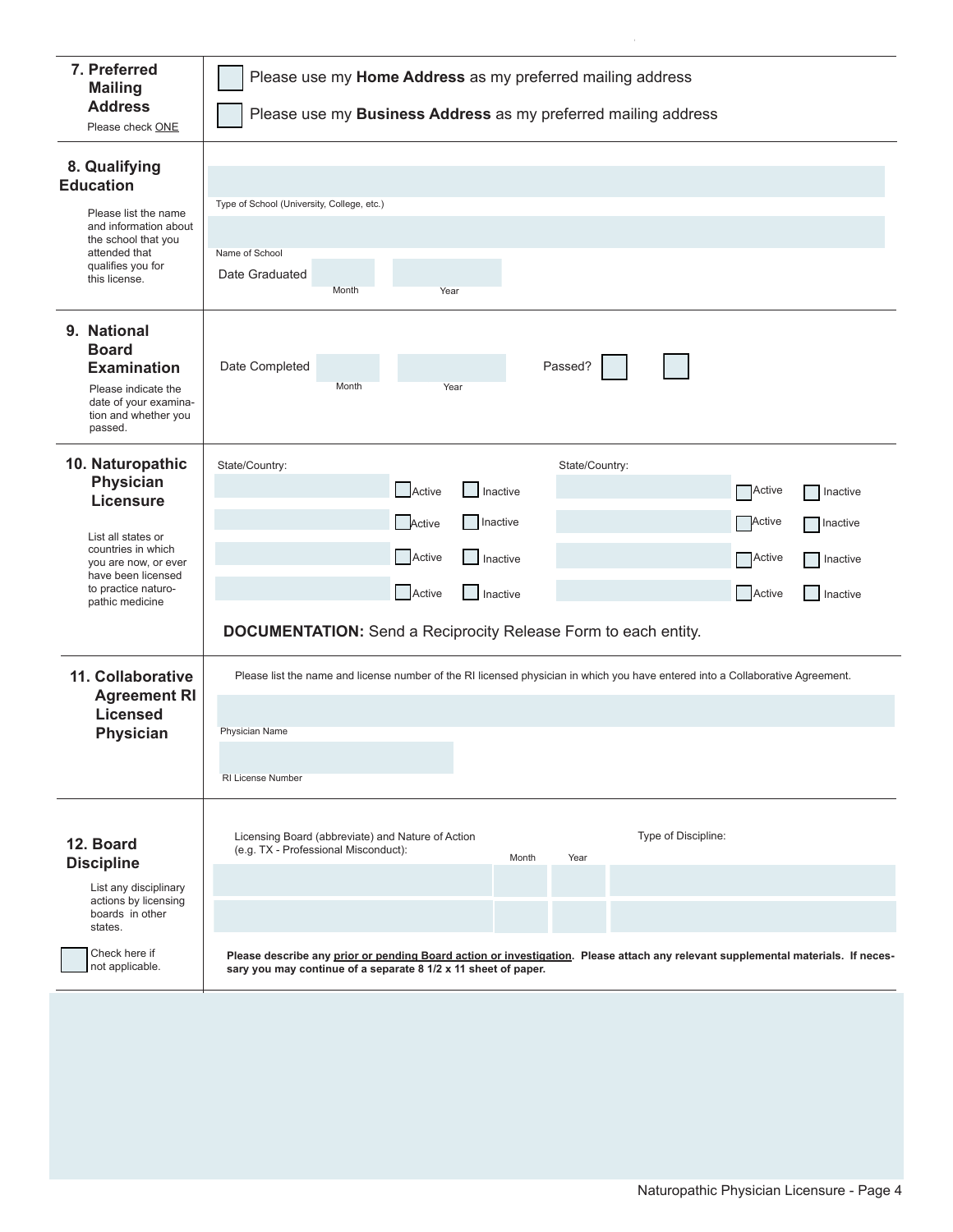### 7. Preferred Mailing Address

Please check ONE

☐ Please use my **Home Address** as my preferred mailing address

☐ Please use my **Business Address** as my preferred mailing address

### 8. Qualifying Education

Please list the name and information about the school that you attended that qualifies you for this license.

Type of School (University, College, etc.)

Name of School

Date Graduated ______ Month ______ Year

### 9. National Board Examination

Please indicate the date of your examination and whether you passed.

Date Completed ______ Month ______ Year

Passed? ☐ ☐

### 10. Naturopathic Physician Licensure

List all states or countries in which you are now, or ever have been licensed to practice naturopathic medicine

| State/Country: | | | State/Country: | | |
|---|---|---|---|---|---|
| | ☐ Active | ☐ Inactive | | ☐ Active | ☐ Inactive |
| | ☐ Active | ☐ Inactive | | ☐ Active | ☐ Inactive |
| | ☐ Active | ☐ Inactive | | ☐ Active | ☐ Inactive |
| | ☐ Active | ☐ Inactive | | ☐ Active | ☐ Inactive |

**DOCUMENTATION:** Send a Reciprocity Release Form to each entity.

### 11. Collaborative Agreement RI Licensed Physician

Please list the name and license number of the RI licensed physician in which you have entered into a Collaborative Agreement.

Physician Name

RI License Number

### 12. Board Discipline

List any disciplinary actions by licensing boards in other states.

☐ Check here if not applicable.

| Licensing Board (abbreviate) and Nature of Action (e.g. TX - Professional Misconduct): | Month | Year | Type of Discipline: |
|---|---|---|---|
| | | | |
| | | | |

**Please describe any prior or pending Board action or investigation. Please attach any relevant supplemental materials. If necessary you may continue of a separate 8 1/2 x 11 sheet of paper.**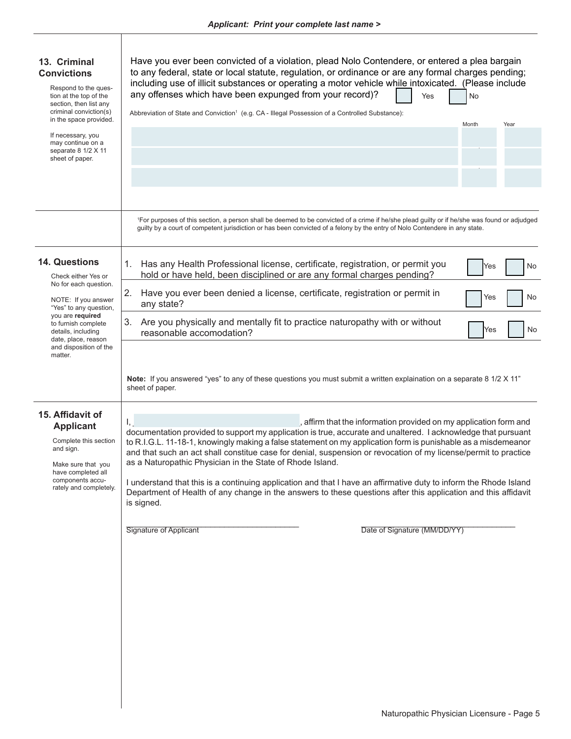Applicant: Print your complete last name >

## 13. Criminal Convictions

Respond to the question at the top of the section, then list any criminal conviction(s) in the space provided.

If necessary, you may continue on a separate 8 1/2 X 11 sheet of paper.

Have you ever been convicted of a violation, plead Nolo Contendere, or entered a plea bargain to any federal, state or local statute, regulation, or ordinance or are any formal charges pending; including use of illicit substances or operating a motor vehicle while intoxicated. (Please include any offenses which have been expunged from your record)? ☐ Yes ☐ No

Abbreviation of State and Conviction[1] (e.g. CA - Illegal Possession of a Controlled Substance):

| Abbreviation of State and Conviction | Month | Year |
|---|---|---|
| | | |
| | | |
| | | |

[1]For purposes of this section, a person shall be deemed to be convicted of a crime if he/she plead guilty or if he/she was found or adjudged guilty by a court of competent jurisdiction or has been convicted of a felony by the entry of Nolo Contendere in any state.

## 14. Questions

Check either Yes or No for each question.

NOTE: If you answer "Yes" to any question, you are **required** to furnish complete details, including date, place, reason and disposition of the matter.

1. Has any Health Professional license, certificate, registration, or permit you hold or have held, been disciplined or are any formal charges pending? ☐ Yes ☐ No
2. Have you ever been denied a license, certificate, registration or permit in any state? ☐ Yes ☐ No
3. Are you physically and mentally fit to practice naturopathy with or without reasonable accomodation? ☐ Yes ☐ No

**Note:** If you answered "yes" to any of these questions you must submit a written explaination on a separate 8 1/2 X 11" sheet of paper.

## 15. Affidavit of Applicant

Complete this section and sign.

Make sure that you have completed all components accurately and completely.

I, ______________________, affirm that the information provided on my application form and documentation provided to support my application is true, accurate and unaltered. I acknowledge that pursuant to R.I.G.L. 11-18-1, knowingly making a false statement on my application form is punishable as a misdemeanor and that such an act shall constitue case for denial, suspension or revocation of my license/permit to practice as a Naturopathic Physician in the State of Rhode Island.

I understand that this is a continuing application and that I have an affirmative duty to inform the Rhode Island Department of Health of any change in the answers to these questions after this application and this affidavit is signed.

______________________ Signature of Applicant

______________________ Date of Signature (MM/DD/YY)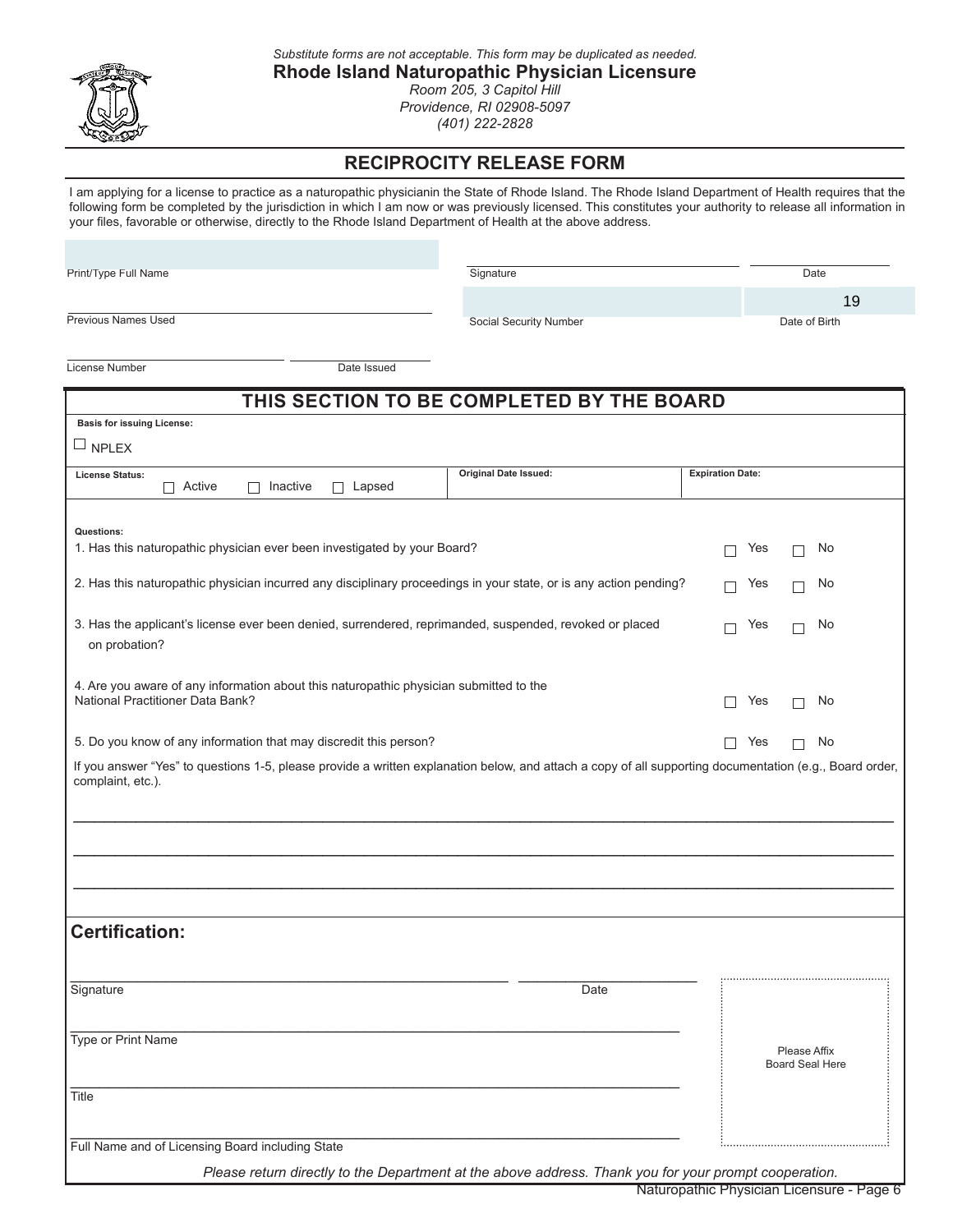*Substitute forms are not acceptable. This form may be duplicated as needed.*

**Rhode Island Naturopathic Physician Licensure**

*Room 205, 3 Capitol Hill*
*Providence, RI 02908-5097*
*(401) 222-2828*

## RECIPROCITY RELEASE FORM

I am applying for a license to practice as a naturopathic physicianin the State of Rhode Island. The Rhode Island Department of Health requires that the following form be completed by the jurisdiction in which I am now or was previously licensed. This constitutes your authority to release all information in your files, favorable or otherwise, directly to the Rhode Island Department of Health at the above address.

Print/Type Full Name ______________________ Signature ______________________ Date __________

Previous Names Used ______________________ Social Security Number ______________________ Date of Birth 19

License Number ______________ Date Issued ______________

## THIS SECTION TO BE COMPLETED BY THE BOARD

**Basis for issuing License:**

☐ NPLEX

| **License Status:** ☐ Active ☐ Inactive ☐ Lapsed | **Original Date Issued:** | **Expiration Date:** |
|---|---|---|

**Questions:**

1. Has this naturopathic physician ever been investigated by your Board? ☐ Yes ☐ No

2. Has this naturopathic physician incurred any disciplinary proceedings in your state, or is any action pending? ☐ Yes ☐ No

3. Has the applicant's license ever been denied, surrendered, reprimanded, suspended, revoked or placed on probation? ☐ Yes ☐ No

4. Are you aware of any information about this naturopathic physician submitted to the National Practitioner Data Bank? ☐ Yes ☐ No

5. Do you know of any information that may discredit this person? ☐ Yes ☐ No

If you answer "Yes" to questions 1-5, please provide a written explanation below, and attach a copy of all supporting documentation (e.g., Board order, complaint, etc.).

_______________________________________________________________________________

_______________________________________________________________________________

_______________________________________________________________________________

## Certification:

Signature ______________________________ Date ______________

Type or Print Name ______________________________

Title ______________________________

Full Name and of Licensing Board including State ______________________________

Please Affix Board Seal Here

*Please return directly to the Department at the above address. Thank you for your prompt cooperation.*